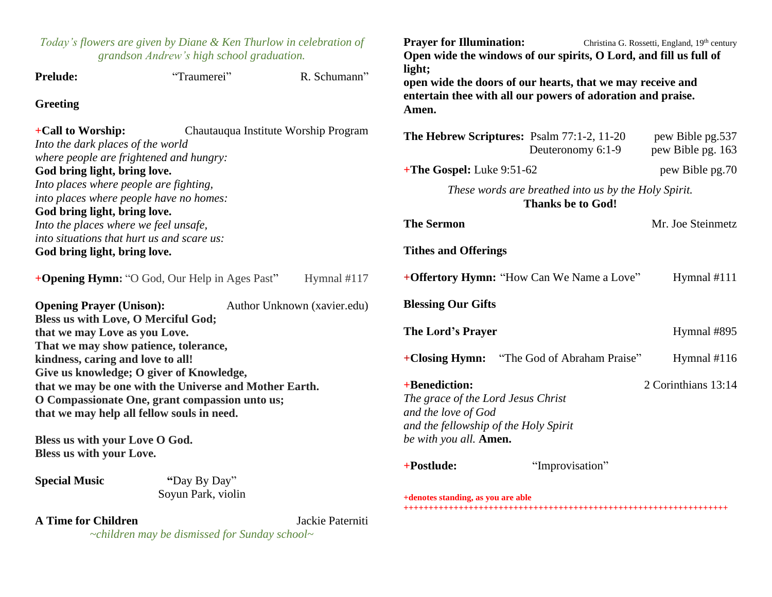*Today's flowers are given by Diane & Ken Thurlow in celebration of grandson Andrew's high school graduation.*

**Prelude:** "Traumerei" R. Schumann"

**Greeting**

+**Call to Worship:** Chautauqua Institute Worship Program

*Into the dark places of the world*
*where people are frightened and hungry:*
**God bring light, bring love.**
*Into places where people are fighting,*
*into places where people have no homes:*
**God bring light, bring love.**
*Into the places where we feel unsafe,*
*into situations that hurt us and scare us:*
**God bring light, bring love.**

+**Opening Hymn:** "O God, Our Help in Ages Past" Hymnal #117

**Opening Prayer (Unison):** Author Unknown (xavier.edu)

**Bless us with Love, O Merciful God;**
**that we may Love as you Love.**
**That we may show patience, tolerance,**
**kindness, caring and love to all!**
**Give us knowledge; O giver of Knowledge,**
**that we may be one with the Universe and Mother Earth.**
**O Compassionate One, grant compassion unto us;**
**that we may help all fellow souls in need.**

**Bless us with your Love O God.**
**Bless us with your Love.**

**Special Music** "Day By Day"
Soyun Park, violin

**A Time for Children** Jackie Paterniti

*~children may be dismissed for Sunday school~*

**Prayer for Illumination:** Christina G. Rossetti, England, 19th century

**Open wide the windows of our spirits, O Lord, and fill us full of light;**
**open wide the doors of our hearts, that we may receive and entertain thee with all our powers of adoration and praise.**
**Amen.**

**The Hebrew Scriptures:** Psalm 77:1-2, 11-20 pew Bible pg.537
Deuteronomy 6:1-9 pew Bible pg. 163

+**The Gospel:** Luke 9:51-62 pew Bible pg.70

*These words are breathed into us by the Holy Spirit.*
**Thanks be to God!**

**The Sermon** Mr. Joe Steinmetz

**Tithes and Offerings**

+**Offertory Hymn:** "How Can We Name a Love" Hymnal #111

**Blessing Our Gifts**

**The Lord's Prayer** Hymnal #895

+**Closing Hymn:** "The God of Abraham Praise" Hymnal #116

+**Benediction:** 2 Corinthians 13:14

*The grace of the Lord Jesus Christ*
*and the love of God*
*and the fellowship of the Holy Spirit*
*be with you all.* **Amen.**

+**Postlude:** "Improvisation"

**+denotes standing, as you are able**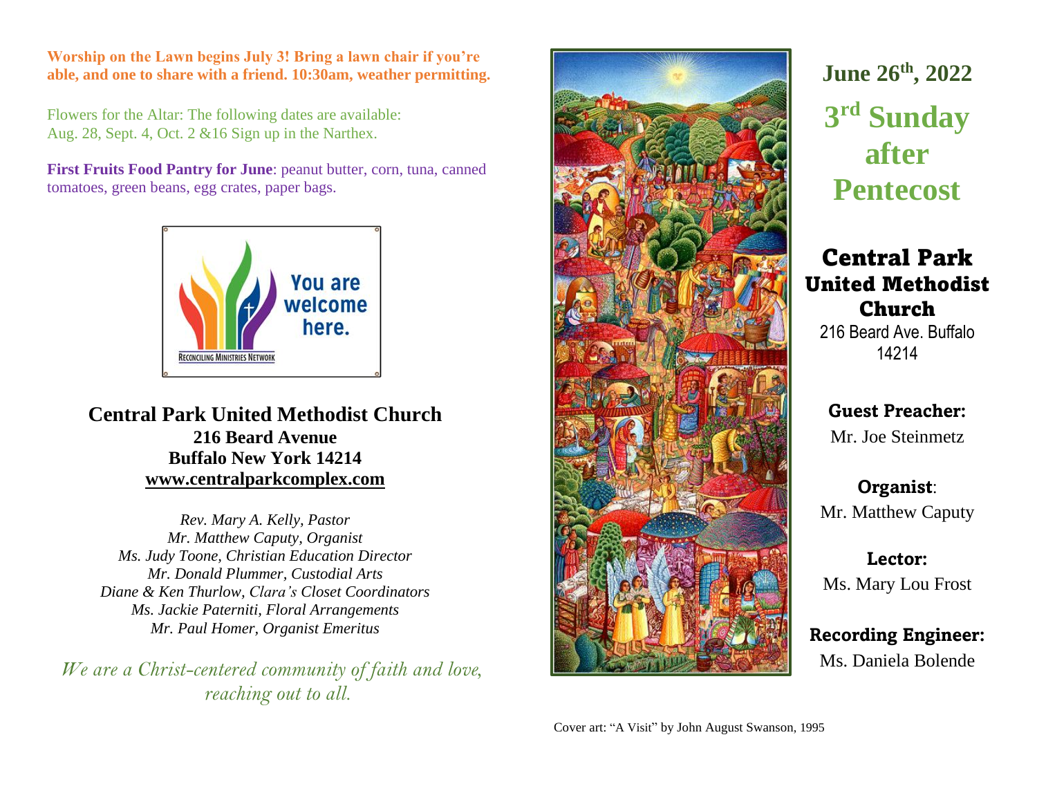**Worship on the Lawn begins July 3! Bring a lawn chair if you're able, and one to share with a friend. 10:30am, weather permitting.**

Flowers for the Altar: The following dates are available: Aug. 28, Sept. 4, Oct. 2 &16 Sign up in the Narthex.

**First Fruits Food Pantry for June**: peanut butter, corn, tuna, canned tomatoes, green beans, egg crates, paper bags.

You are welcome here.

RECONCILING MINISTRIES NETWORK

## Central Park United Methodist Church

**216 Beard Avenue**
**Buffalo New York 14214**
**www.centralparkcomplex.com**

*Rev. Mary A. Kelly, Pastor*
*Mr. Matthew Caputy, Organist*
*Ms. Judy Toone, Christian Education Director*
*Mr. Donald Plummer, Custodial Arts*
*Diane & Ken Thurlow, Clara's Closet Coordinators*
*Ms. Jackie Paterniti, Floral Arrangements*
*Mr. Paul Homer, Organist Emeritus*

*We are a Christ-centered community of faith and love, reaching out to all.*

Cover art: "A Visit" by John August Swanson, 1995

# June 26th, 2022

# 3rd Sunday after Pentecost

## Central Park United Methodist Church

216 Beard Ave. Buffalo 14214

**Guest Preacher:**
Mr. Joe Steinmetz

**Organist**:
Mr. Matthew Caputy

**Lector:**
Ms. Mary Lou Frost

**Recording Engineer:**
Ms. Daniela Bolende